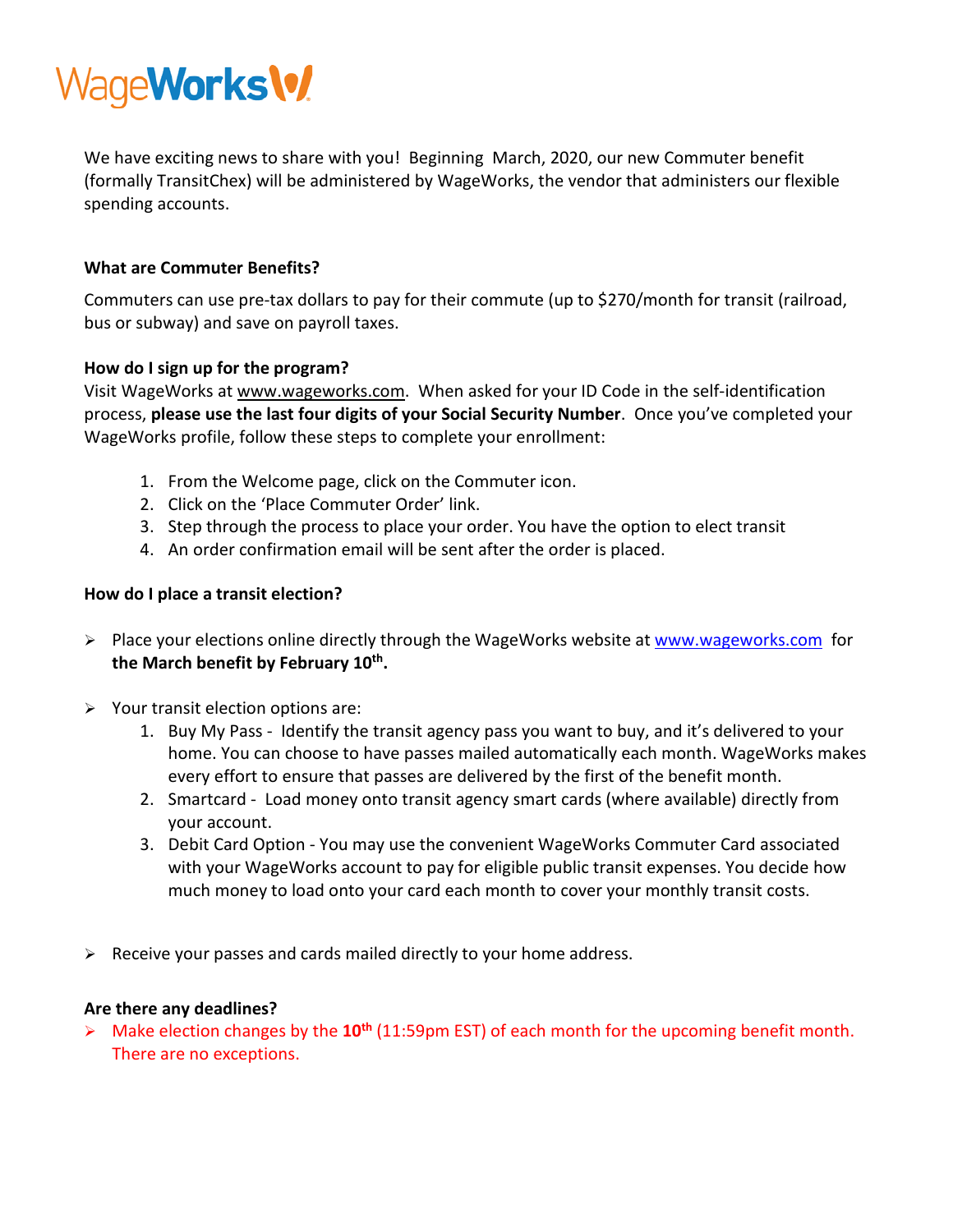# WageWorks

We have exciting news to share with you! Beginning March, 2020, our new Commuter benefit (formally TransitChex) will be administered by WageWorks, the vendor that administers our flexible spending accounts.

**What are Commuter Benefits?**

Commuters can use pre-tax dollars to pay for their commute (up to $270/month for transit (railroad, bus or subway) and save on payroll taxes.

**How do I sign up for the program?**

Visit WageWorks at www.wageworks.com. When asked for your ID Code in the self-identification process, **please use the last four digits of your Social Security Number**. Once you've completed your WageWorks profile, follow these steps to complete your enrollment:

1. From the Welcome page, click on the Commuter icon.
2. Click on the 'Place Commuter Order' link.
3. Step through the process to place your order. You have the option to elect transit
4. An order confirmation email will be sent after the order is placed.

**How do I place a transit election?**

- Place your elections online directly through the WageWorks website at www.wageworks.com for **the March benefit by February 10th.**

- Your transit election options are:
  1. Buy My Pass - Identify the transit agency pass you want to buy, and it's delivered to your home. You can choose to have passes mailed automatically each month. WageWorks makes every effort to ensure that passes are delivered by the first of the benefit month.
  2. Smartcard - Load money onto transit agency smart cards (where available) directly from your account.
  3. Debit Card Option - You may use the convenient WageWorks Commuter Card associated with your WageWorks account to pay for eligible public transit expenses. You decide how much money to load onto your card each month to cover your monthly transit costs.

- Receive your passes and cards mailed directly to your home address.

**Are there any deadlines?**

- Make election changes by the **10th** (11:59pm EST) of each month for the upcoming benefit month. There are no exceptions.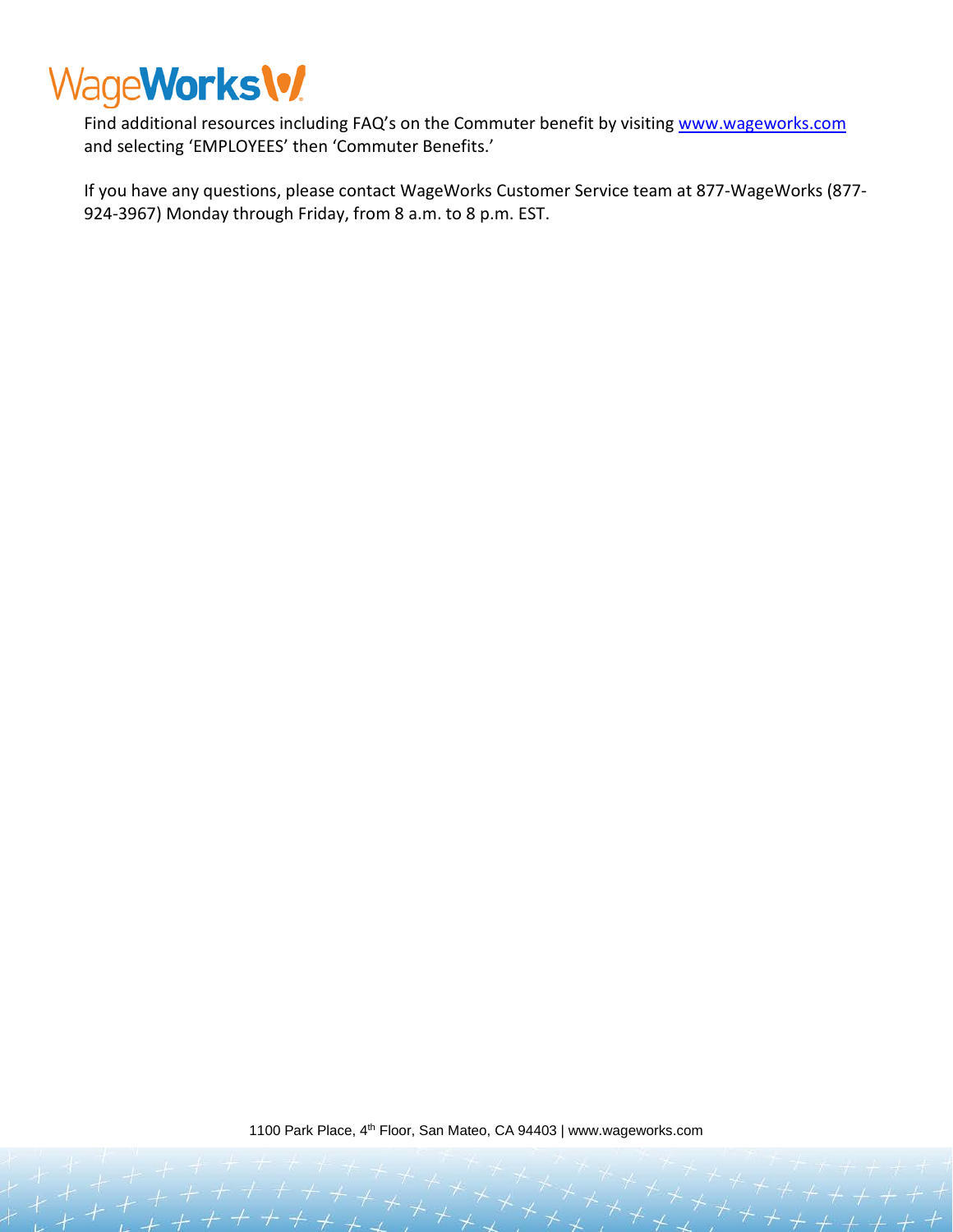Find additional resources including FAQ's on the Commuter benefit by visiting [www.wageworks.com](http://www.wageworks.com) and selecting 'EMPLOYEES' then 'Commuter Benefits.'

If you have any questions, please contact WageWorks Customer Service team at 877-WageWorks (877-924-3967) Monday through Friday, from 8 a.m. to 8 p.m. EST.